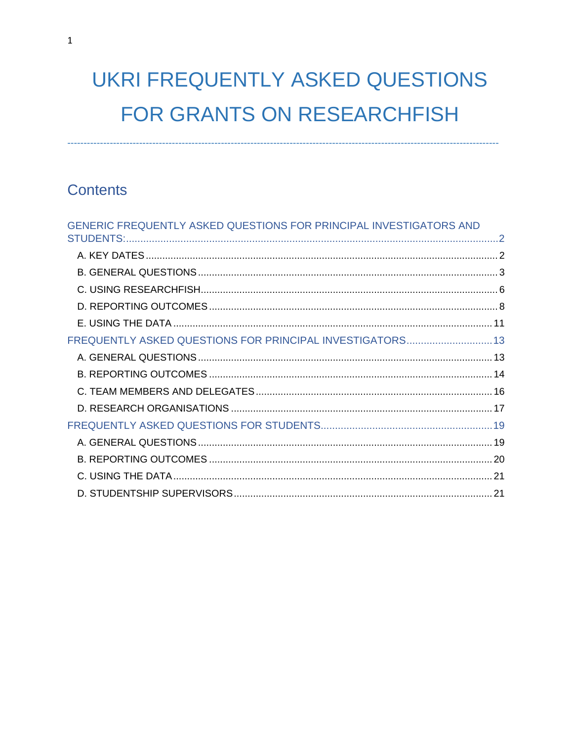# UKRI FREQUENTLY ASKED QUESTIONS FOR GRANTS ON RESEARCHFISH

---

## Contents

GENERIC FREQUENTLY ASKED QUESTIONS FOR PRINCIPAL INVESTIGATORS AND STUDENTS: .......... 2

- A. KEY DATES .......... 2
- B. GENERAL QUESTIONS .......... 3
- C. USING RESEARCHFISH .......... 6
- D. REPORTING OUTCOMES .......... 8
- E. USING THE DATA .......... 11

FREQUENTLY ASKED QUESTIONS FOR PRINCIPAL INVESTIGATORS .......... 13

- A. GENERAL QUESTIONS .......... 13
- B. REPORTING OUTCOMES .......... 14
- C. TEAM MEMBERS AND DELEGATES .......... 16
- D. RESEARCH ORGANISATIONS .......... 17

FREQUENTLY ASKED QUESTIONS FOR STUDENTS .......... 19

- A. GENERAL QUESTIONS .......... 19
- B. REPORTING OUTCOMES .......... 20
- C. USING THE DATA .......... 21
- D. STUDENTSHIP SUPERVISORS .......... 21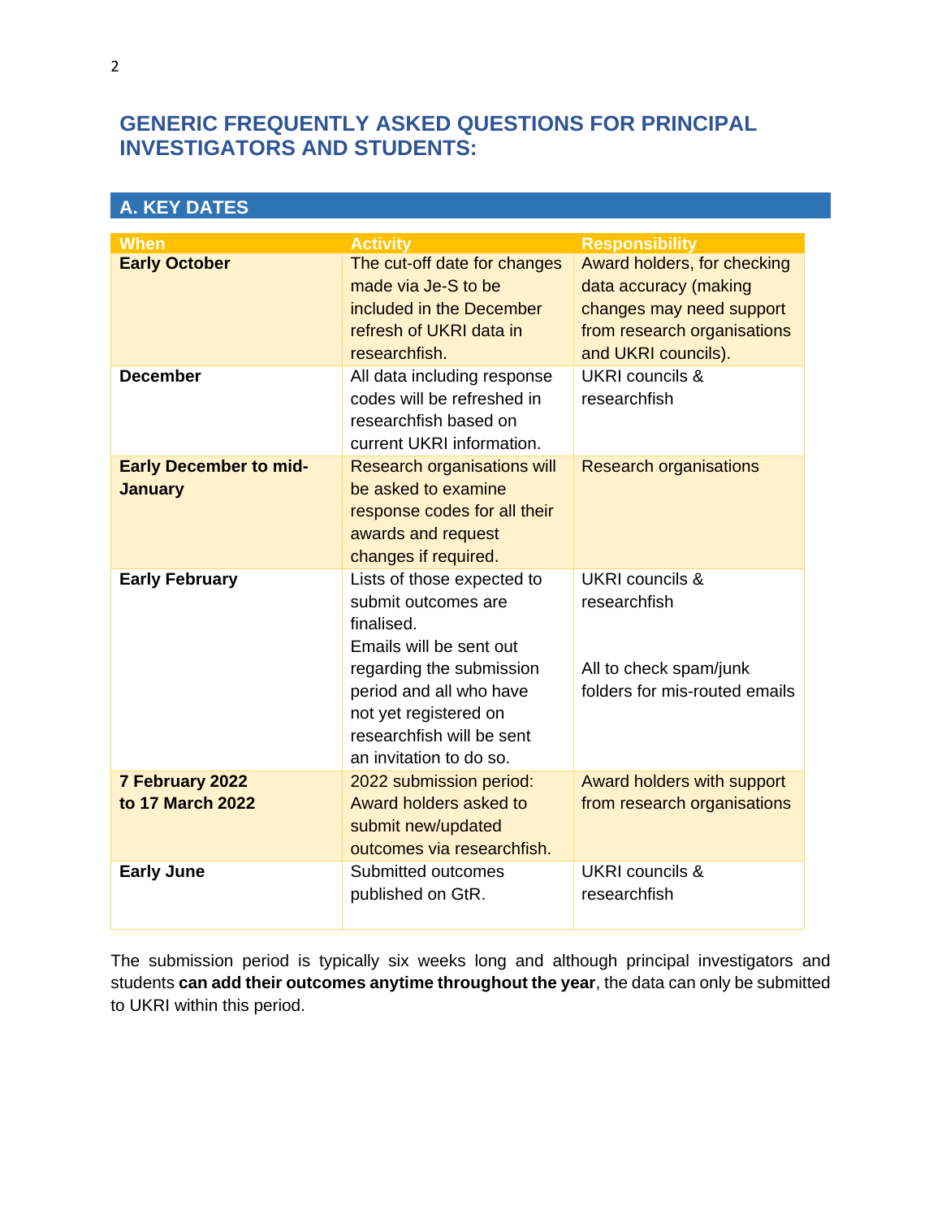# GENERIC FREQUENTLY ASKED QUESTIONS FOR PRINCIPAL INVESTIGATORS AND STUDENTS:

## A. KEY DATES

| When | Activity | Responsibility |
|---|---|---|
| **Early October** | The cut-off date for changes made via Je-S to be included in the December refresh of UKRI data in researchfish. | Award holders, for checking data accuracy (making changes may need support from research organisations and UKRI councils). |
| **December** | All data including response codes will be refreshed in researchfish based on current UKRI information. | UKRI councils & researchfish |
| **Early December to mid-January** | Research organisations will be asked to examine response codes for all their awards and request changes if required. | Research organisations |
| **Early February** | Lists of those expected to submit outcomes are finalised.<br>Emails will be sent out regarding the submission period and all who have not yet registered on researchfish will be sent an invitation to do so. | UKRI councils & researchfish<br><br>All to check spam/junk folders for mis-routed emails |
| **7 February 2022 to 17 March 2022** | 2022 submission period: Award holders asked to submit new/updated outcomes via researchfish. | Award holders with support from research organisations |
| **Early June** | Submitted outcomes published on GtR. | UKRI councils & researchfish |

The submission period is typically six weeks long and although principal investigators and students **can add their outcomes anytime throughout the year**, the data can only be submitted to UKRI within this period.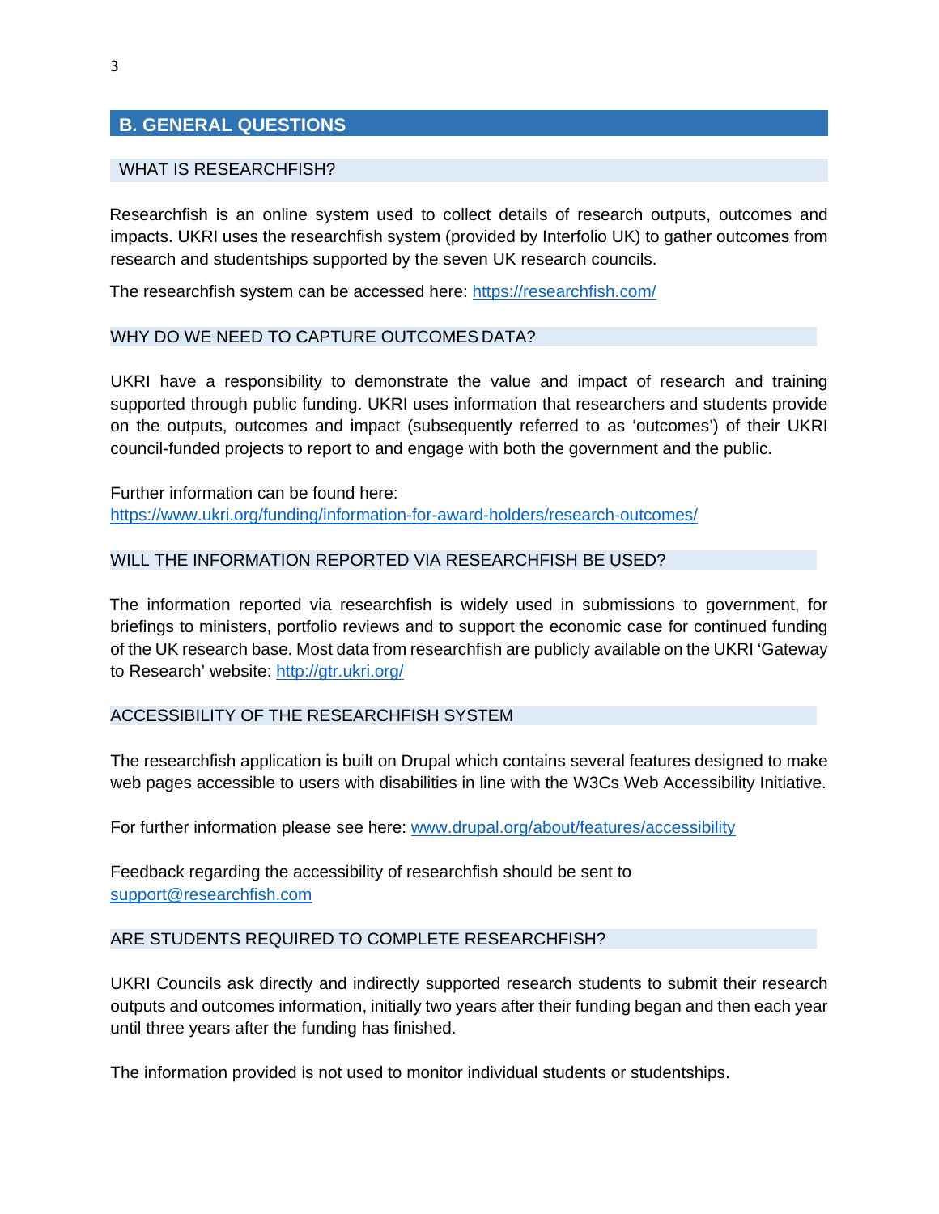## B. GENERAL QUESTIONS

### WHAT IS RESEARCHFISH?

Researchfish is an online system used to collect details of research outputs, outcomes and impacts. UKRI uses the researchfish system (provided by Interfolio UK) to gather outcomes from research and studentships supported by the seven UK research councils.

The researchfish system can be accessed here: https://researchfish.com/

### WHY DO WE NEED TO CAPTURE OUTCOMES DATA?

UKRI have a responsibility to demonstrate the value and impact of research and training supported through public funding. UKRI uses information that researchers and students provide on the outputs, outcomes and impact (subsequently referred to as 'outcomes') of their UKRI council-funded projects to report to and engage with both the government and the public.

Further information can be found here:
https://www.ukri.org/funding/information-for-award-holders/research-outcomes/

### WILL THE INFORMATION REPORTED VIA RESEARCHFISH BE USED?

The information reported via researchfish is widely used in submissions to government, for briefings to ministers, portfolio reviews and to support the economic case for continued funding of the UK research base. Most data from researchfish are publicly available on the UKRI 'Gateway to Research' website: http://gtr.ukri.org/

### ACCESSIBILITY OF THE RESEARCHFISH SYSTEM

The researchfish application is built on Drupal which contains several features designed to make web pages accessible to users with disabilities in line with the W3Cs Web Accessibility Initiative.

For further information please see here: www.drupal.org/about/features/accessibility

Feedback regarding the accessibility of researchfish should be sent to support@researchfish.com

### ARE STUDENTS REQUIRED TO COMPLETE RESEARCHFISH?

UKRI Councils ask directly and indirectly supported research students to submit their research outputs and outcomes information, initially two years after their funding began and then each year until three years after the funding has finished.

The information provided is not used to monitor individual students or studentships.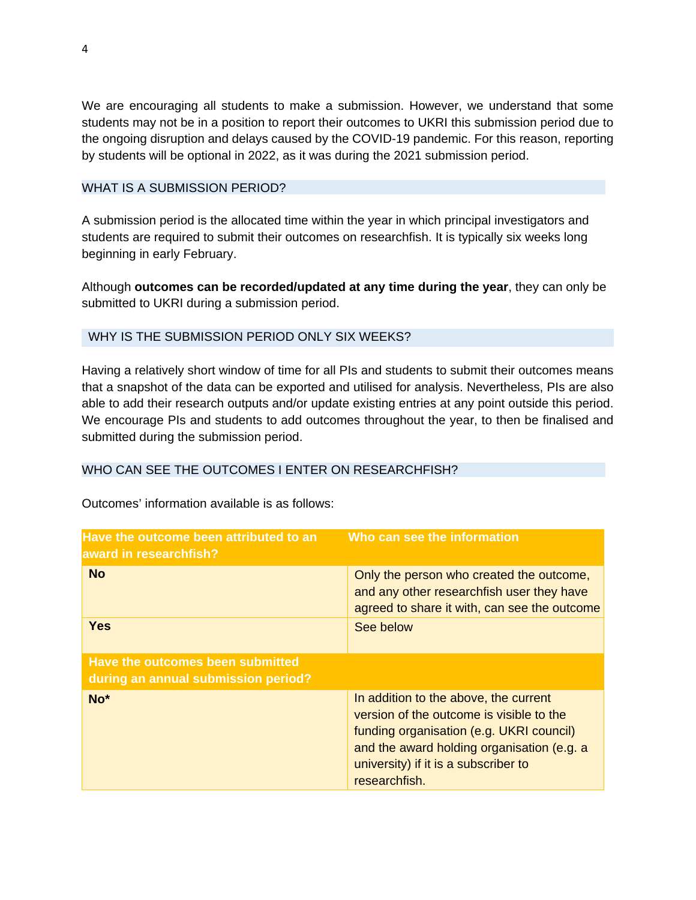We are encouraging all students to make a submission. However, we understand that some students may not be in a position to report their outcomes to UKRI this submission period due to the ongoing disruption and delays caused by the COVID-19 pandemic. For this reason, reporting by students will be optional in 2022, as it was during the 2021 submission period.

## WHAT IS A SUBMISSION PERIOD?

A submission period is the allocated time within the year in which principal investigators and students are required to submit their outcomes on researchfish. It is typically six weeks long beginning in early February.

Although **outcomes can be recorded/updated at any time during the year**, they can only be submitted to UKRI during a submission period.

## WHY IS THE SUBMISSION PERIOD ONLY SIX WEEKS?

Having a relatively short window of time for all PIs and students to submit their outcomes means that a snapshot of the data can be exported and utilised for analysis. Nevertheless, PIs are also able to add their research outputs and/or update existing entries at any point outside this period. We encourage PIs and students to add outcomes throughout the year, to then be finalised and submitted during the submission period.

## WHO CAN SEE THE OUTCOMES I ENTER ON RESEARCHFISH?

Outcomes' information available is as follows:

| Have the outcome been attributed to an award in researchfish? | Who can see the information |
|---|---|
| **No** | Only the person who created the outcome, and any other researchfish user they have agreed to share it with, can see the outcome |
| **Yes** | See below |
| **Have the outcomes been submitted during an annual submission period?** | |
| **No*** | In addition to the above, the current version of the outcome is visible to the funding organisation (e.g. UKRI council) and the award holding organisation (e.g. a university) if it is a subscriber to researchfish. |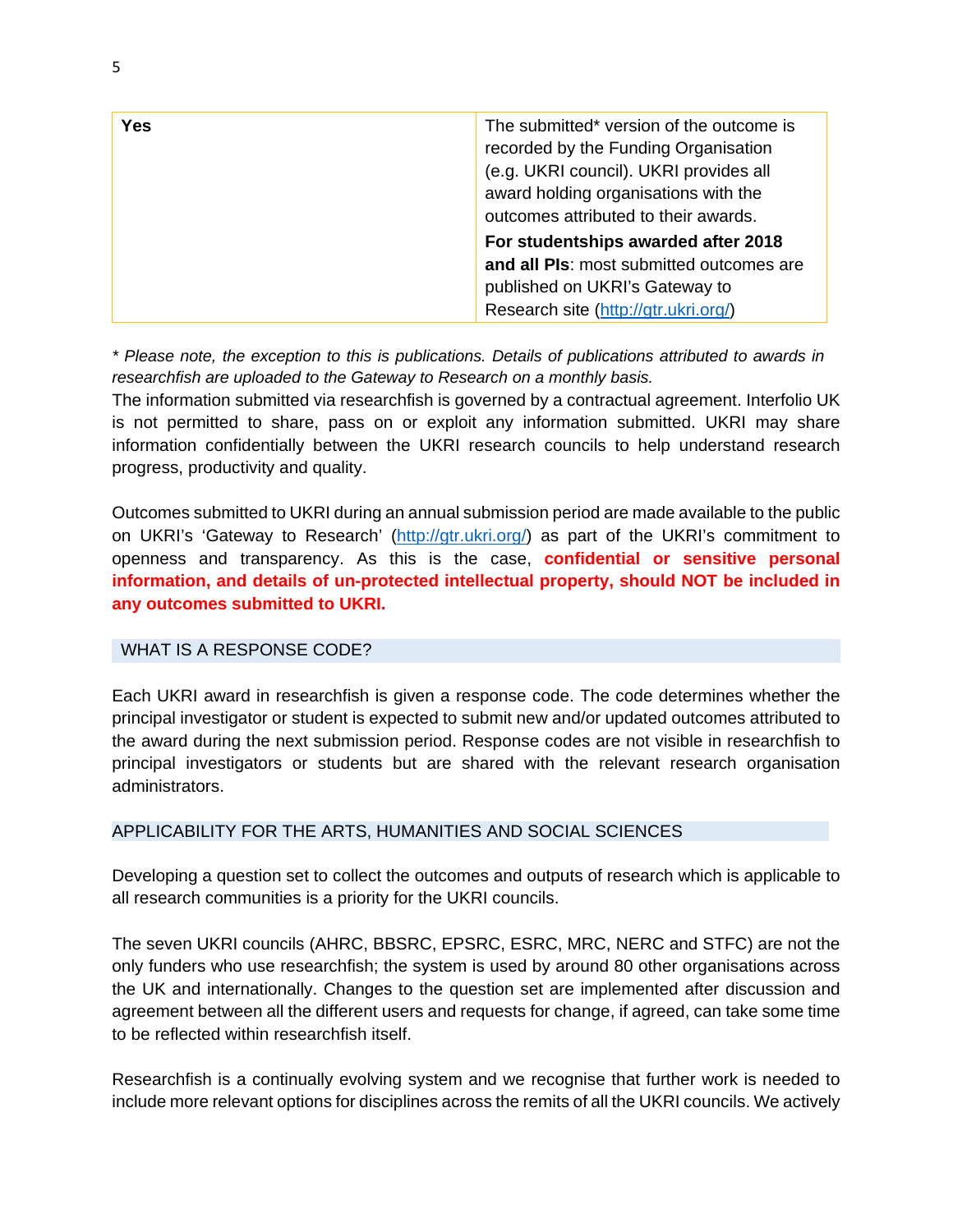| Yes | The submitted* version of the outcome is recorded by the Funding Organisation (e.g. UKRI council). UKRI provides all award holding organisations with the outcomes attributed to their awards.<br>**For studentships awarded after 2018 and all PIs**: most submitted outcomes are published on UKRI's Gateway to Research site (http://gtr.ukri.org/) |
|---|---|

*\* Please note, the exception to this is publications. Details of publications attributed to awards in researchfish are uploaded to the Gateway to Research on a monthly basis.*

The information submitted via researchfish is governed by a contractual agreement. Interfolio UK is not permitted to share, pass on or exploit any information submitted. UKRI may share information confidentially between the UKRI research councils to help understand research progress, productivity and quality.

Outcomes submitted to UKRI during an annual submission period are made available to the public on UKRI's 'Gateway to Research' (http://gtr.ukri.org/) as part of the UKRI's commitment to openness and transparency. As this is the case, **confidential or sensitive personal information, and details of un-protected intellectual property, should NOT be included in any outcomes submitted to UKRI.**

## WHAT IS A RESPONSE CODE?

Each UKRI award in researchfish is given a response code. The code determines whether the principal investigator or student is expected to submit new and/or updated outcomes attributed to the award during the next submission period. Response codes are not visible in researchfish to principal investigators or students but are shared with the relevant research organisation administrators.

## APPLICABILITY FOR THE ARTS, HUMANITIES AND SOCIAL SCIENCES

Developing a question set to collect the outcomes and outputs of research which is applicable to all research communities is a priority for the UKRI councils.

The seven UKRI councils (AHRC, BBSRC, EPSRC, ESRC, MRC, NERC and STFC) are not the only funders who use researchfish; the system is used by around 80 other organisations across the UK and internationally. Changes to the question set are implemented after discussion and agreement between all the different users and requests for change, if agreed, can take some time to be reflected within researchfish itself.

Researchfish is a continually evolving system and we recognise that further work is needed to include more relevant options for disciplines across the remits of all the UKRI councils. We actively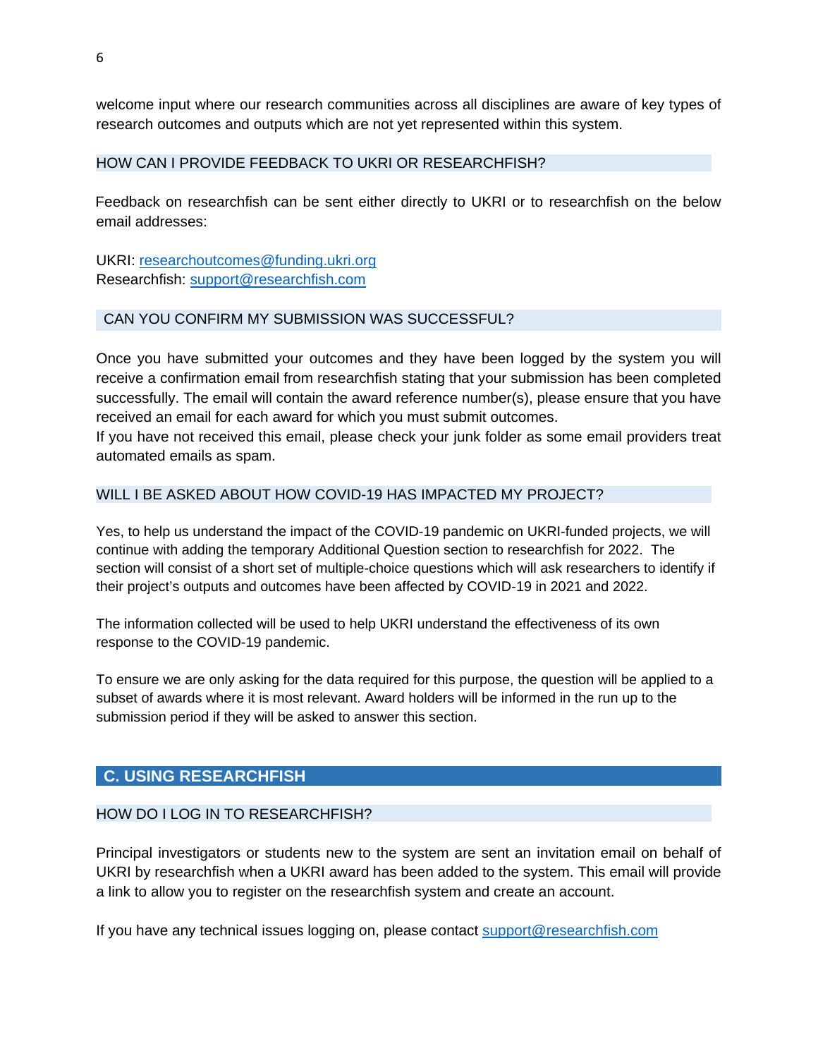welcome input where our research communities across all disciplines are aware of key types of research outcomes and outputs which are not yet represented within this system.

### HOW CAN I PROVIDE FEEDBACK TO UKRI OR RESEARCHFISH?

Feedback on researchfish can be sent either directly to UKRI or to researchfish on the below email addresses:

UKRI: researchoutcomes@funding.ukri.org
Researchfish: support@researchfish.com

### CAN YOU CONFIRM MY SUBMISSION WAS SUCCESSFUL?

Once you have submitted your outcomes and they have been logged by the system you will receive a confirmation email from researchfish stating that your submission has been completed successfully. The email will contain the award reference number(s), please ensure that you have received an email for each award for which you must submit outcomes.
If you have not received this email, please check your junk folder as some email providers treat automated emails as spam.

### WILL I BE ASKED ABOUT HOW COVID-19 HAS IMPACTED MY PROJECT?

Yes, to help us understand the impact of the COVID-19 pandemic on UKRI-funded projects, we will continue with adding the temporary Additional Question section to researchfish for 2022. The section will consist of a short set of multiple-choice questions which will ask researchers to identify if their project's outputs and outcomes have been affected by COVID-19 in 2021 and 2022.

The information collected will be used to help UKRI understand the effectiveness of its own response to the COVID-19 pandemic.

To ensure we are only asking for the data required for this purpose, the question will be applied to a subset of awards where it is most relevant. Award holders will be informed in the run up to the submission period if they will be asked to answer this section.

## C. USING RESEARCHFISH

### HOW DO I LOG IN TO RESEARCHFISH?

Principal investigators or students new to the system are sent an invitation email on behalf of UKRI by researchfish when a UKRI award has been added to the system. This email will provide a link to allow you to register on the researchfish system and create an account.

If you have any technical issues logging on, please contact support@researchfish.com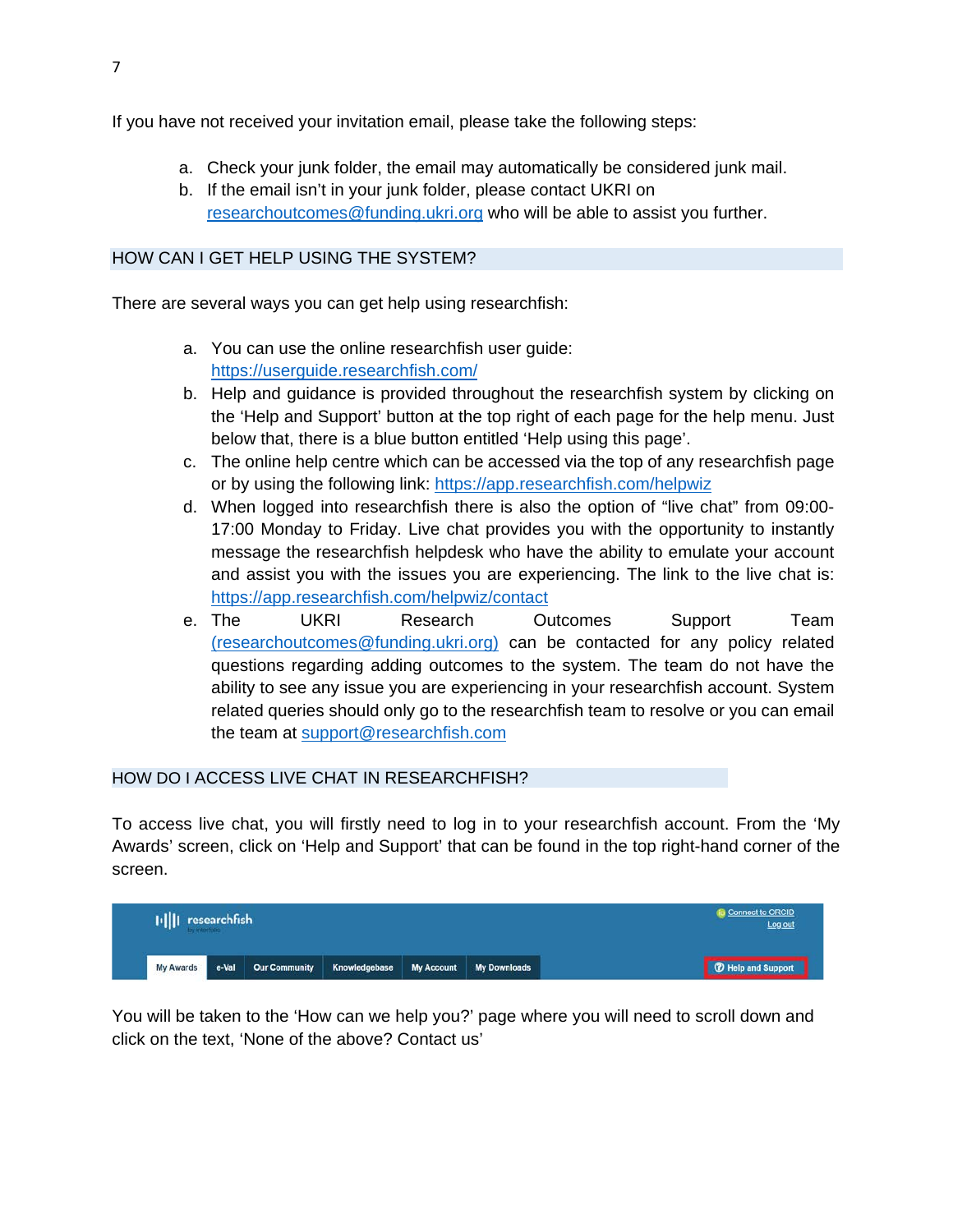If you have not received your invitation email, please take the following steps:

a. Check your junk folder, the email may automatically be considered junk mail.
b. If the email isn't in your junk folder, please contact UKRI on researchoutcomes@funding.ukri.org who will be able to assist you further.

## HOW CAN I GET HELP USING THE SYSTEM?

There are several ways you can get help using researchfish:

a. You can use the online researchfish user guide: https://userguide.researchfish.com/
b. Help and guidance is provided throughout the researchfish system by clicking on the 'Help and Support' button at the top right of each page for the help menu. Just below that, there is a blue button entitled 'Help using this page'.
c. The online help centre which can be accessed via the top of any researchfish page or by using the following link: https://app.researchfish.com/helpwiz
d. When logged into researchfish there is also the option of "live chat" from 09:00-17:00 Monday to Friday. Live chat provides you with the opportunity to instantly message the researchfish helpdesk who have the ability to emulate your account and assist you with the issues you are experiencing. The link to the live chat is: https://app.researchfish.com/helpwiz/contact
e. The UKRI Research Outcomes Support Team (researchoutcomes@funding.ukri.org) can be contacted for any policy related questions regarding adding outcomes to the system. The team do not have the ability to see any issue you are experiencing in your researchfish account. System related queries should only go to the researchfish team to resolve or you can email the team at support@researchfish.com

## HOW DO I ACCESS LIVE CHAT IN RESEARCHFISH?

To access live chat, you will firstly need to log in to your researchfish account. From the 'My Awards' screen, click on 'Help and Support' that can be found in the top right-hand corner of the screen.

You will be taken to the 'How can we help you?' page where you will need to scroll down and click on the text, 'None of the above? Contact us'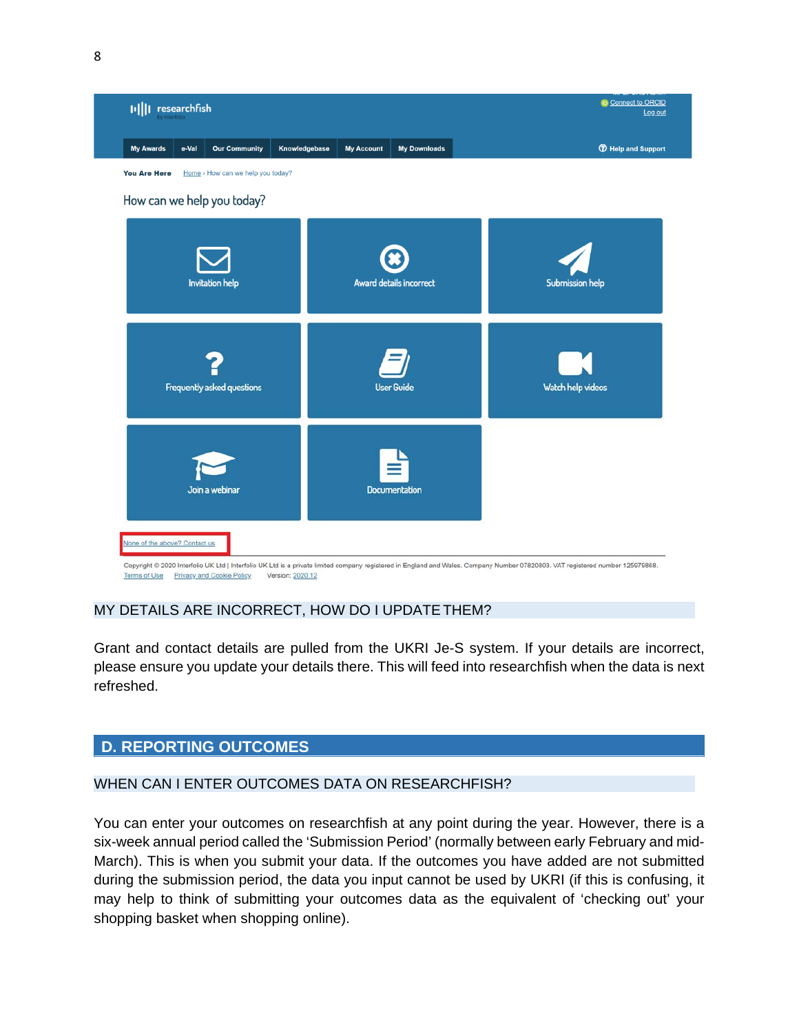## MY DETAILS ARE INCORRECT, HOW DO I UPDATE THEM?

Grant and contact details are pulled from the UKRI Je-S system. If your details are incorrect, please ensure you update your details there. This will feed into researchfish when the data is next refreshed.

# D. REPORTING OUTCOMES

## WHEN CAN I ENTER OUTCOMES DATA ON RESEARCHFISH?

You can enter your outcomes on researchfish at any point during the year. However, there is a six-week annual period called the 'Submission Period' (normally between early February and mid-March). This is when you submit your data. If the outcomes you have added are not submitted during the submission period, the data you input cannot be used by UKRI (if this is confusing, it may help to think of submitting your outcomes data as the equivalent of 'checking out' your shopping basket when shopping online).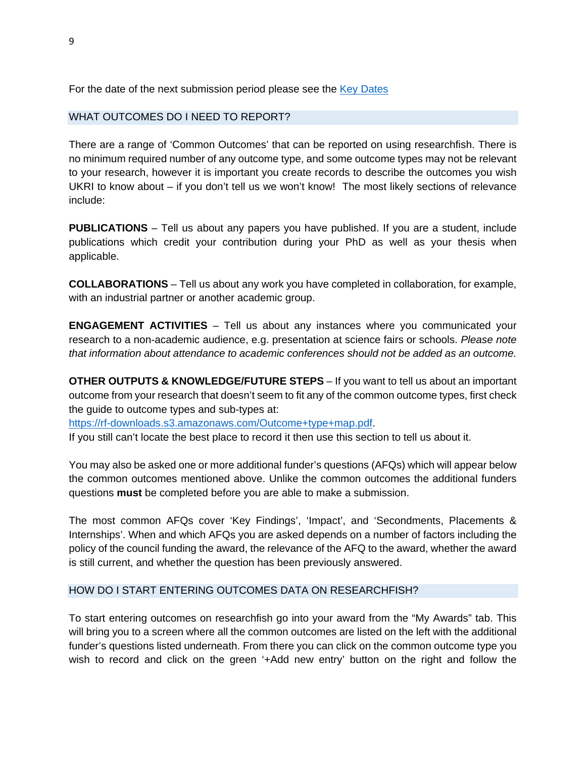For the date of the next submission period please see the [Key Dates](#)

## WHAT OUTCOMES DO I NEED TO REPORT?

There are a range of 'Common Outcomes' that can be reported on using researchfish. There is no minimum required number of any outcome type, and some outcome types may not be relevant to your research, however it is important you create records to describe the outcomes you wish UKRI to know about – if you don't tell us we won't know! The most likely sections of relevance include:

**PUBLICATIONS** – Tell us about any papers you have published. If you are a student, include publications which credit your contribution during your PhD as well as your thesis when applicable.

**COLLABORATIONS** – Tell us about any work you have completed in collaboration, for example, with an industrial partner or another academic group.

**ENGAGEMENT ACTIVITIES** – Tell us about any instances where you communicated your research to a non-academic audience, e.g. presentation at science fairs or schools. *Please note that information about attendance to academic conferences should not be added as an outcome.*

**OTHER OUTPUTS & KNOWLEDGE/FUTURE STEPS** – If you want to tell us about an important outcome from your research that doesn't seem to fit any of the common outcome types, first check the guide to outcome types and sub-types at:
https://rf-downloads.s3.amazonaws.com/Outcome+type+map.pdf.
If you still can't locate the best place to record it then use this section to tell us about it.

You may also be asked one or more additional funder's questions (AFQs) which will appear below the common outcomes mentioned above. Unlike the common outcomes the additional funders questions **must** be completed before you are able to make a submission.

The most common AFQs cover 'Key Findings', 'Impact', and 'Secondments, Placements & Internships'. When and which AFQs you are asked depends on a number of factors including the policy of the council funding the award, the relevance of the AFQ to the award, whether the award is still current, and whether the question has been previously answered.

## HOW DO I START ENTERING OUTCOMES DATA ON RESEARCHFISH?

To start entering outcomes on researchfish go into your award from the "My Awards" tab. This will bring you to a screen where all the common outcomes are listed on the left with the additional funder's questions listed underneath. From there you can click on the common outcome type you wish to record and click on the green '+Add new entry' button on the right and follow the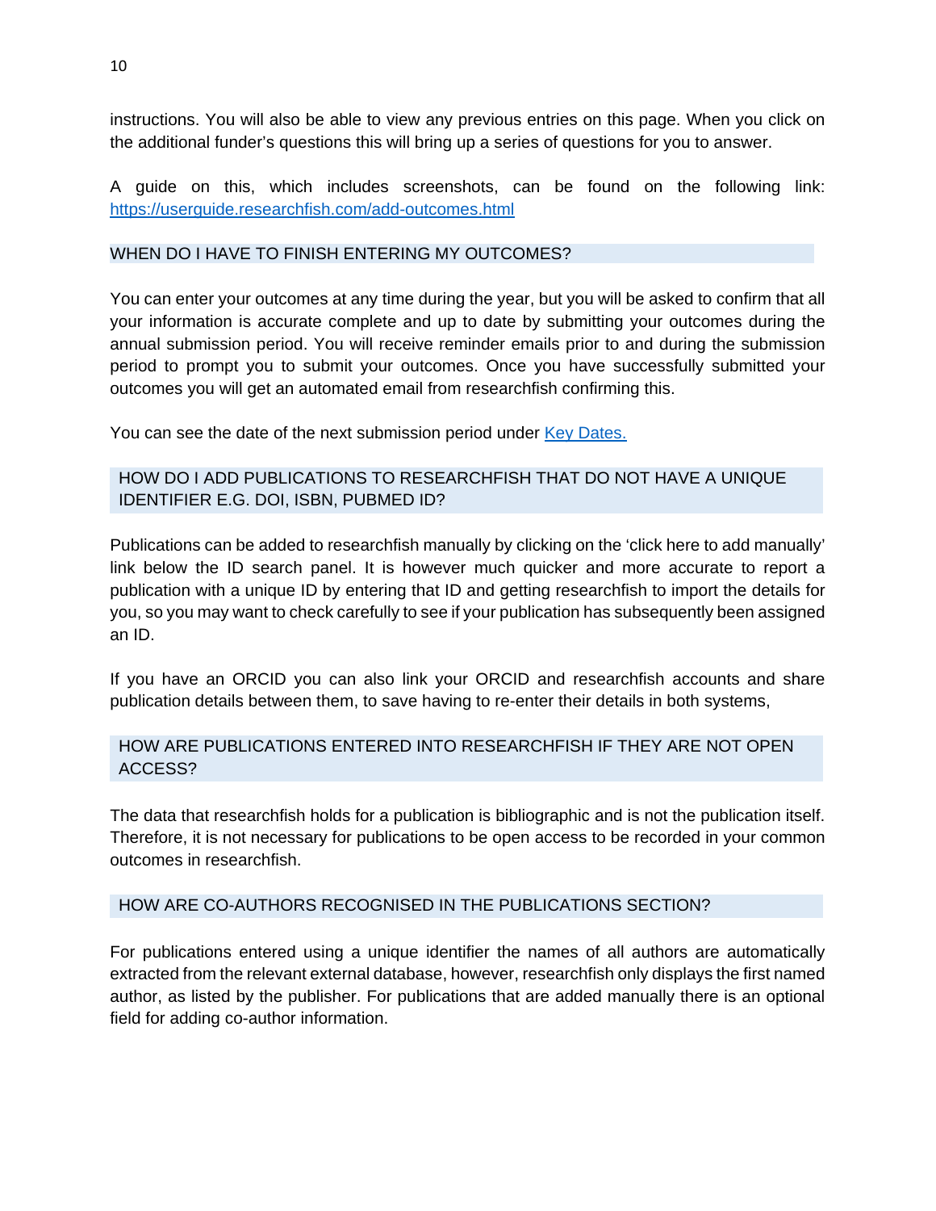instructions. You will also be able to view any previous entries on this page. When you click on the additional funder's questions this will bring up a series of questions for you to answer.

A guide on this, which includes screenshots, can be found on the following link: [https://userguide.researchfish.com/add-outcomes.html](https://userguide.researchfish.com/add-outcomes.html)

## WHEN DO I HAVE TO FINISH ENTERING MY OUTCOMES?

You can enter your outcomes at any time during the year, but you will be asked to confirm that all your information is accurate complete and up to date by submitting your outcomes during the annual submission period. You will receive reminder emails prior to and during the submission period to prompt you to submit your outcomes. Once you have successfully submitted your outcomes you will get an automated email from researchfish confirming this.

You can see the date of the next submission period under [Key Dates.]()

## HOW DO I ADD PUBLICATIONS TO RESEARCHFISH THAT DO NOT HAVE A UNIQUE IDENTIFIER E.G. DOI, ISBN, PUBMED ID?

Publications can be added to researchfish manually by clicking on the 'click here to add manually' link below the ID search panel. It is however much quicker and more accurate to report a publication with a unique ID by entering that ID and getting researchfish to import the details for you, so you may want to check carefully to see if your publication has subsequently been assigned an ID.

If you have an ORCID you can also link your ORCID and researchfish accounts and share publication details between them, to save having to re-enter their details in both systems,

## HOW ARE PUBLICATIONS ENTERED INTO RESEARCHFISH IF THEY ARE NOT OPEN ACCESS?

The data that researchfish holds for a publication is bibliographic and is not the publication itself. Therefore, it is not necessary for publications to be open access to be recorded in your common outcomes in researchfish.

## HOW ARE CO-AUTHORS RECOGNISED IN THE PUBLICATIONS SECTION?

For publications entered using a unique identifier the names of all authors are automatically extracted from the relevant external database, however, researchfish only displays the first named author, as listed by the publisher. For publications that are added manually there is an optional field for adding co-author information.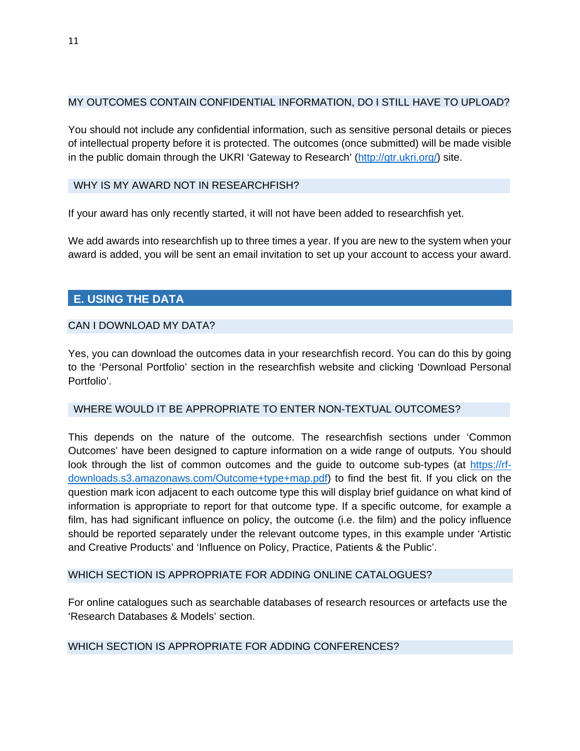### MY OUTCOMES CONTAIN CONFIDENTIAL INFORMATION, DO I STILL HAVE TO UPLOAD?

You should not include any confidential information, such as sensitive personal details or pieces of intellectual property before it is protected. The outcomes (once submitted) will be made visible in the public domain through the UKRI 'Gateway to Research' (http://gtr.ukri.org/) site.

### WHY IS MY AWARD NOT IN RESEARCHFISH?

If your award has only recently started, it will not have been added to researchfish yet.

We add awards into researchfish up to three times a year. If you are new to the system when your award is added, you will be sent an email invitation to set up your account to access your award.

## E. USING THE DATA

### CAN I DOWNLOAD MY DATA?

Yes, you can download the outcomes data in your researchfish record. You can do this by going to the 'Personal Portfolio' section in the researchfish website and clicking 'Download Personal Portfolio'.

### WHERE WOULD IT BE APPROPRIATE TO ENTER NON-TEXTUAL OUTCOMES?

This depends on the nature of the outcome. The researchfish sections under 'Common Outcomes' have been designed to capture information on a wide range of outputs. You should look through the list of common outcomes and the guide to outcome sub-types (at https://rf-downloads.s3.amazonaws.com/Outcome+type+map.pdf) to find the best fit. If you click on the question mark icon adjacent to each outcome type this will display brief guidance on what kind of information is appropriate to report for that outcome type. If a specific outcome, for example a film, has had significant influence on policy, the outcome (i.e. the film) and the policy influence should be reported separately under the relevant outcome types, in this example under 'Artistic and Creative Products' and 'Influence on Policy, Practice, Patients & the Public'.

### WHICH SECTION IS APPROPRIATE FOR ADDING ONLINE CATALOGUES?

For online catalogues such as searchable databases of research resources or artefacts use the 'Research Databases & Models' section.

### WHICH SECTION IS APPROPRIATE FOR ADDING CONFERENCES?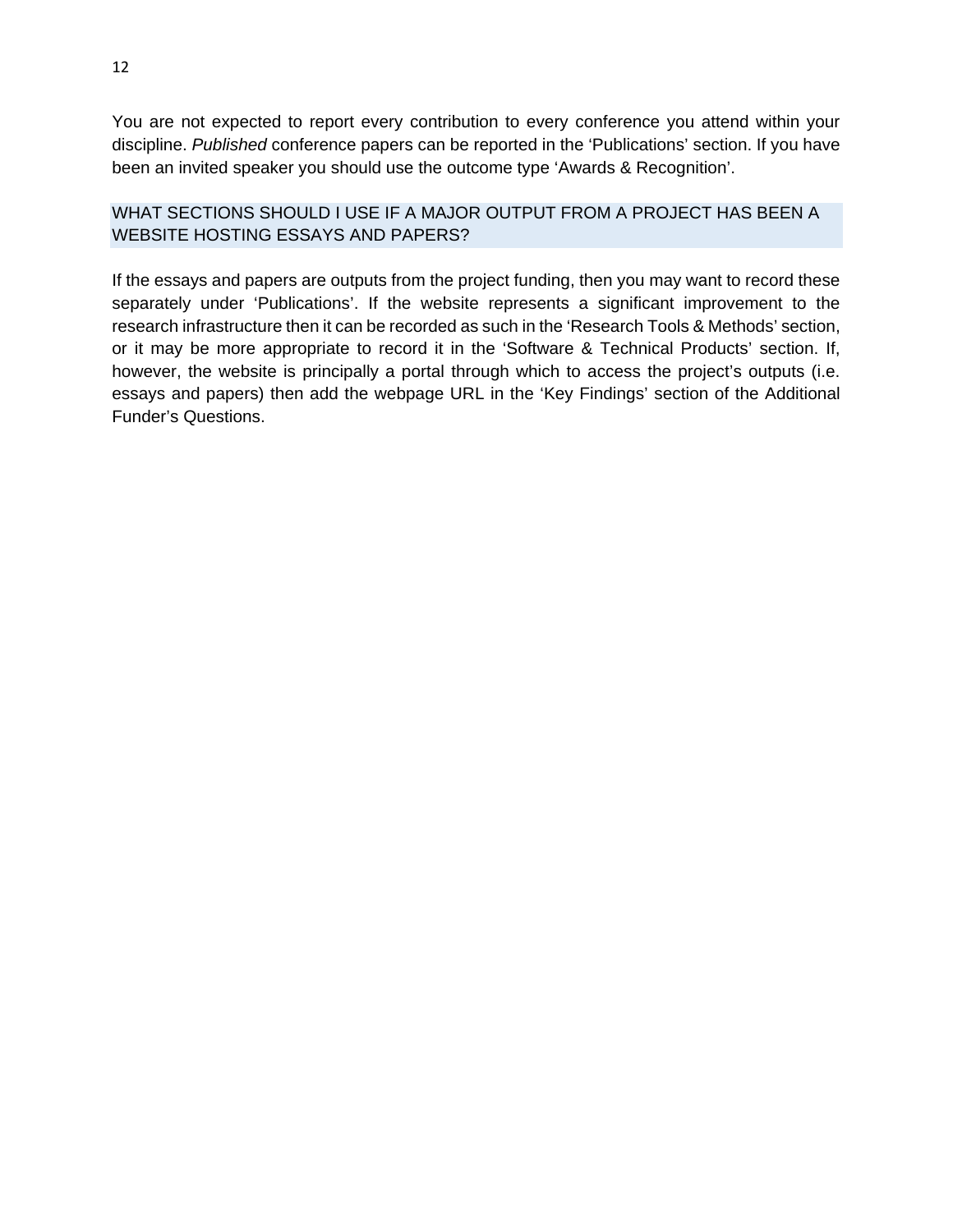You are not expected to report every contribution to every conference you attend within your discipline. *Published* conference papers can be reported in the 'Publications' section. If you have been an invited speaker you should use the outcome type 'Awards & Recognition'.

## WHAT SECTIONS SHOULD I USE IF A MAJOR OUTPUT FROM A PROJECT HAS BEEN A WEBSITE HOSTING ESSAYS AND PAPERS?

If the essays and papers are outputs from the project funding, then you may want to record these separately under 'Publications'. If the website represents a significant improvement to the research infrastructure then it can be recorded as such in the 'Research Tools & Methods' section, or it may be more appropriate to record it in the 'Software & Technical Products' section. If, however, the website is principally a portal through which to access the project's outputs (i.e. essays and papers) then add the webpage URL in the 'Key Findings' section of the Additional Funder's Questions.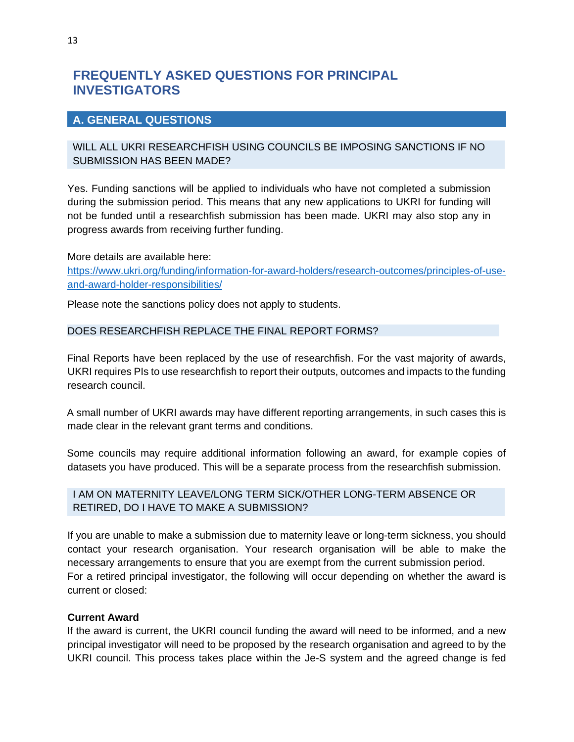# FREQUENTLY ASKED QUESTIONS FOR PRINCIPAL INVESTIGATORS

## A. GENERAL QUESTIONS

### WILL ALL UKRI RESEARCHFISH USING COUNCILS BE IMPOSING SANCTIONS IF NO SUBMISSION HAS BEEN MADE?

Yes. Funding sanctions will be applied to individuals who have not completed a submission during the submission period. This means that any new applications to UKRI for funding will not be funded until a researchfish submission has been made. UKRI may also stop any in progress awards from receiving further funding.

More details are available here:
[https://www.ukri.org/funding/information-for-award-holders/research-outcomes/principles-of-use-and-award-holder-responsibilities/](https://www.ukri.org/funding/information-for-award-holders/research-outcomes/principles-of-use-and-award-holder-responsibilities/)

Please note the sanctions policy does not apply to students.

### DOES RESEARCHFISH REPLACE THE FINAL REPORT FORMS?

Final Reports have been replaced by the use of researchfish. For the vast majority of awards, UKRI requires PIs to use researchfish to report their outputs, outcomes and impacts to the funding research council.

A small number of UKRI awards may have different reporting arrangements, in such cases this is made clear in the relevant grant terms and conditions.

Some councils may require additional information following an award, for example copies of datasets you have produced. This will be a separate process from the researchfish submission.

### I AM ON MATERNITY LEAVE/LONG TERM SICK/OTHER LONG-TERM ABSENCE OR RETIRED, DO I HAVE TO MAKE A SUBMISSION?

If you are unable to make a submission due to maternity leave or long-term sickness, you should contact your research organisation. Your research organisation will be able to make the necessary arrangements to ensure that you are exempt from the current submission period.
For a retired principal investigator, the following will occur depending on whether the award is current or closed:

**Current Award**
If the award is current, the UKRI council funding the award will need to be informed, and a new principal investigator will need to be proposed by the research organisation and agreed to by the UKRI council. This process takes place within the Je-S system and the agreed change is fed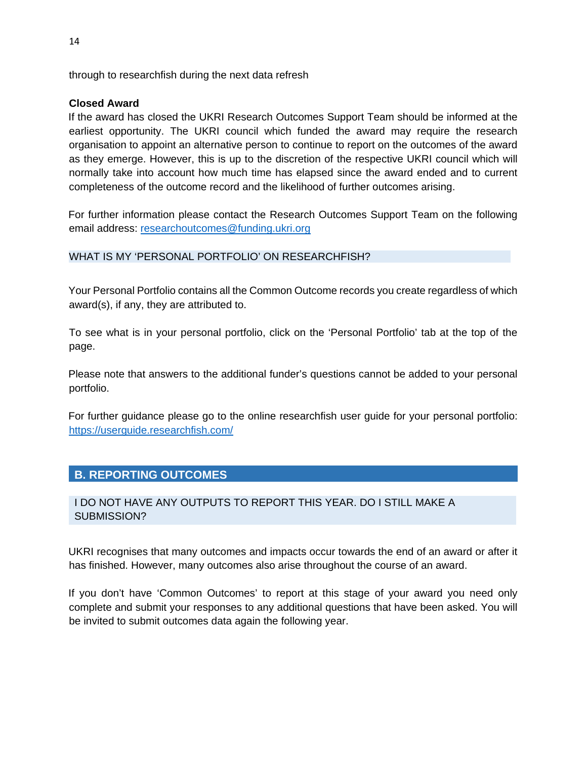through to researchfish during the next data refresh

**Closed Award**

If the award has closed the UKRI Research Outcomes Support Team should be informed at the earliest opportunity. The UKRI council which funded the award may require the research organisation to appoint an alternative person to continue to report on the outcomes of the award as they emerge. However, this is up to the discretion of the respective UKRI council which will normally take into account how much time has elapsed since the award ended and to current completeness of the outcome record and the likelihood of further outcomes arising.

For further information please contact the Research Outcomes Support Team on the following email address: [researchoutcomes@funding.ukri.org](mailto:researchoutcomes@funding.ukri.org)

### WHAT IS MY 'PERSONAL PORTFOLIO' ON RESEARCHFISH?

Your Personal Portfolio contains all the Common Outcome records you create regardless of which award(s), if any, they are attributed to.

To see what is in your personal portfolio, click on the 'Personal Portfolio' tab at the top of the page.

Please note that answers to the additional funder's questions cannot be added to your personal portfolio.

For further guidance please go to the online researchfish user guide for your personal portfolio: [https://userguide.researchfish.com/](https://userguide.researchfish.com/)

## B. REPORTING OUTCOMES

### I DO NOT HAVE ANY OUTPUTS TO REPORT THIS YEAR. DO I STILL MAKE A SUBMISSION?

UKRI recognises that many outcomes and impacts occur towards the end of an award or after it has finished. However, many outcomes also arise throughout the course of an award.

If you don't have 'Common Outcomes' to report at this stage of your award you need only complete and submit your responses to any additional questions that have been asked. You will be invited to submit outcomes data again the following year.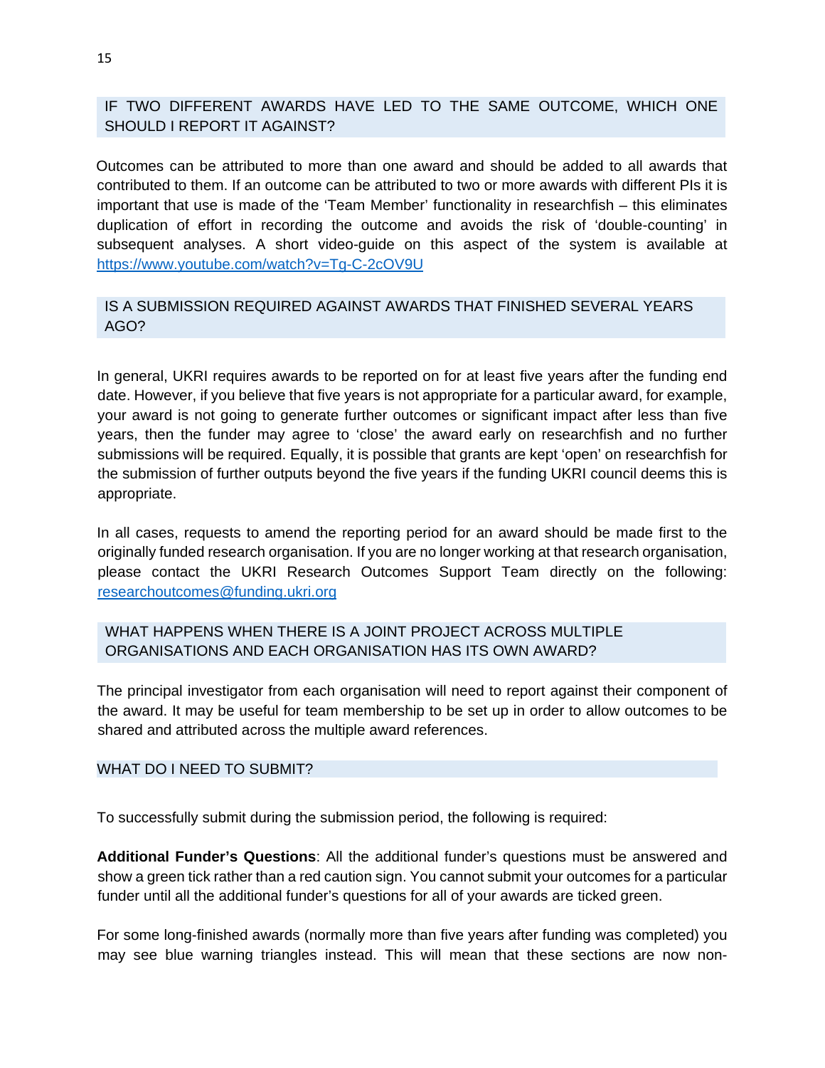## IF TWO DIFFERENT AWARDS HAVE LED TO THE SAME OUTCOME, WHICH ONE SHOULD I REPORT IT AGAINST?

Outcomes can be attributed to more than one award and should be added to all awards that contributed to them. If an outcome can be attributed to two or more awards with different PIs it is important that use is made of the 'Team Member' functionality in researchfish – this eliminates duplication of effort in recording the outcome and avoids the risk of 'double-counting' in subsequent analyses. A short video-guide on this aspect of the system is available at https://www.youtube.com/watch?v=Tg-C-2cOV9U

## IS A SUBMISSION REQUIRED AGAINST AWARDS THAT FINISHED SEVERAL YEARS AGO?

In general, UKRI requires awards to be reported on for at least five years after the funding end date. However, if you believe that five years is not appropriate for a particular award, for example, your award is not going to generate further outcomes or significant impact after less than five years, then the funder may agree to 'close' the award early on researchfish and no further submissions will be required. Equally, it is possible that grants are kept 'open' on researchfish for the submission of further outputs beyond the five years if the funding UKRI council deems this is appropriate.

In all cases, requests to amend the reporting period for an award should be made first to the originally funded research organisation. If you are no longer working at that research organisation, please contact the UKRI Research Outcomes Support Team directly on the following: researchoutcomes@funding.ukri.org

## WHAT HAPPENS WHEN THERE IS A JOINT PROJECT ACROSS MULTIPLE ORGANISATIONS AND EACH ORGANISATION HAS ITS OWN AWARD?

The principal investigator from each organisation will need to report against their component of the award. It may be useful for team membership to be set up in order to allow outcomes to be shared and attributed across the multiple award references.

## WHAT DO I NEED TO SUBMIT?

To successfully submit during the submission period, the following is required:

**Additional Funder's Questions**: All the additional funder's questions must be answered and show a green tick rather than a red caution sign. You cannot submit your outcomes for a particular funder until all the additional funder's questions for all of your awards are ticked green.

For some long-finished awards (normally more than five years after funding was completed) you may see blue warning triangles instead. This will mean that these sections are now non-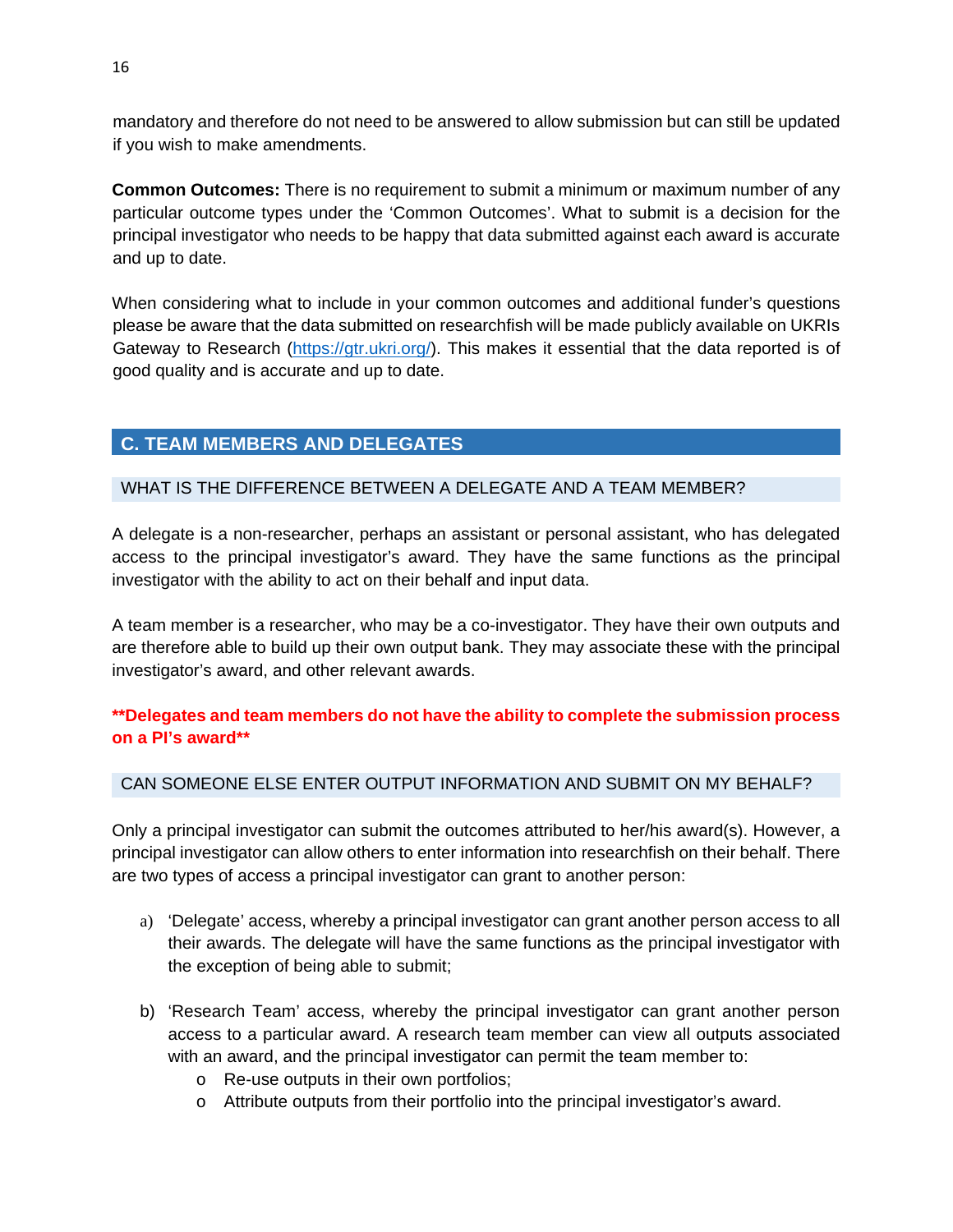mandatory and therefore do not need to be answered to allow submission but can still be updated if you wish to make amendments.

**Common Outcomes:** There is no requirement to submit a minimum or maximum number of any particular outcome types under the 'Common Outcomes'. What to submit is a decision for the principal investigator who needs to be happy that data submitted against each award is accurate and up to date.

When considering what to include in your common outcomes and additional funder's questions please be aware that the data submitted on researchfish will be made publicly available on UKRIs Gateway to Research (https://gtr.ukri.org/). This makes it essential that the data reported is of good quality and is accurate and up to date.

## C. TEAM MEMBERS AND DELEGATES

### WHAT IS THE DIFFERENCE BETWEEN A DELEGATE AND A TEAM MEMBER?

A delegate is a non-researcher, perhaps an assistant or personal assistant, who has delegated access to the principal investigator's award. They have the same functions as the principal investigator with the ability to act on their behalf and input data.

A team member is a researcher, who may be a co-investigator. They have their own outputs and are therefore able to build up their own output bank. They may associate these with the principal investigator's award, and other relevant awards.

****Delegates and team members do not have the ability to complete the submission process on a PI's award****

### CAN SOMEONE ELSE ENTER OUTPUT INFORMATION AND SUBMIT ON MY BEHALF?

Only a principal investigator can submit the outcomes attributed to her/his award(s). However, a principal investigator can allow others to enter information into researchfish on their behalf. There are two types of access a principal investigator can grant to another person:

a) 'Delegate' access, whereby a principal investigator can grant another person access to all their awards. The delegate will have the same functions as the principal investigator with the exception of being able to submit;

b) 'Research Team' access, whereby the principal investigator can grant another person access to a particular award. A research team member can view all outputs associated with an award, and the principal investigator can permit the team member to:
   - Re-use outputs in their own portfolios;
   - Attribute outputs from their portfolio into the principal investigator's award.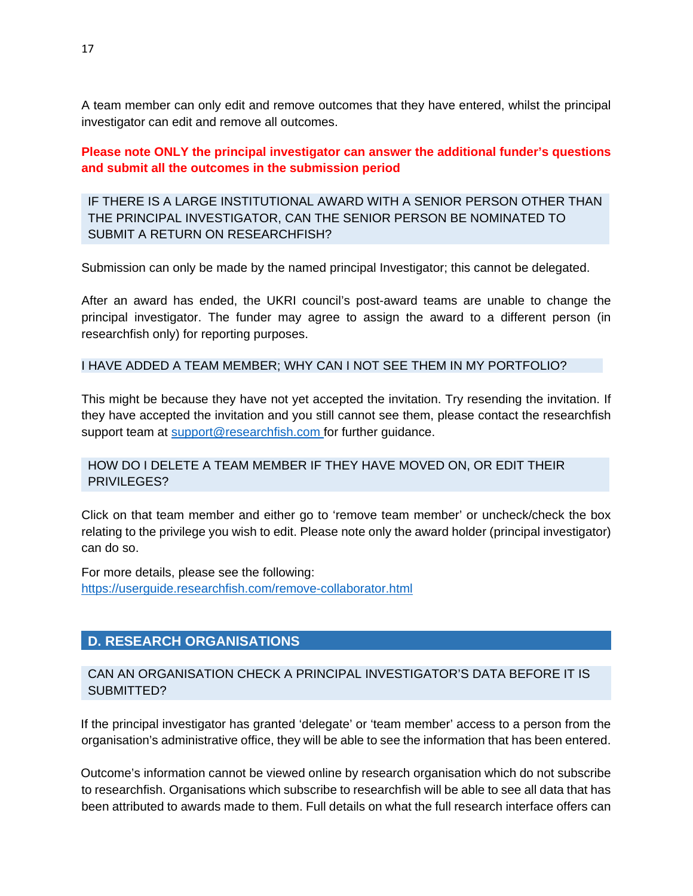A team member can only edit and remove outcomes that they have entered, whilst the principal investigator can edit and remove all outcomes.

**Please note ONLY the principal investigator can answer the additional funder's questions and submit all the outcomes in the submission period**

### IF THERE IS A LARGE INSTITUTIONAL AWARD WITH A SENIOR PERSON OTHER THAN THE PRINCIPAL INVESTIGATOR, CAN THE SENIOR PERSON BE NOMINATED TO SUBMIT A RETURN ON RESEARCHFISH?

Submission can only be made by the named principal Investigator; this cannot be delegated.

After an award has ended, the UKRI council's post-award teams are unable to change the principal investigator. The funder may agree to assign the award to a different person (in researchfish only) for reporting purposes.

### I HAVE ADDED A TEAM MEMBER; WHY CAN I NOT SEE THEM IN MY PORTFOLIO?

This might be because they have not yet accepted the invitation. Try resending the invitation. If they have accepted the invitation and you still cannot see them, please contact the researchfish support team at support@researchfish.com for further guidance.

### HOW DO I DELETE A TEAM MEMBER IF THEY HAVE MOVED ON, OR EDIT THEIR PRIVILEGES?

Click on that team member and either go to 'remove team member' or uncheck/check the box relating to the privilege you wish to edit. Please note only the award holder (principal investigator) can do so.

For more details, please see the following:
https://userguide.researchfish.com/remove-collaborator.html

## D. RESEARCH ORGANISATIONS

### CAN AN ORGANISATION CHECK A PRINCIPAL INVESTIGATOR'S DATA BEFORE IT IS SUBMITTED?

If the principal investigator has granted 'delegate' or 'team member' access to a person from the organisation's administrative office, they will be able to see the information that has been entered.

Outcome's information cannot be viewed online by research organisation which do not subscribe to researchfish. Organisations which subscribe to researchfish will be able to see all data that has been attributed to awards made to them. Full details on what the full research interface offers can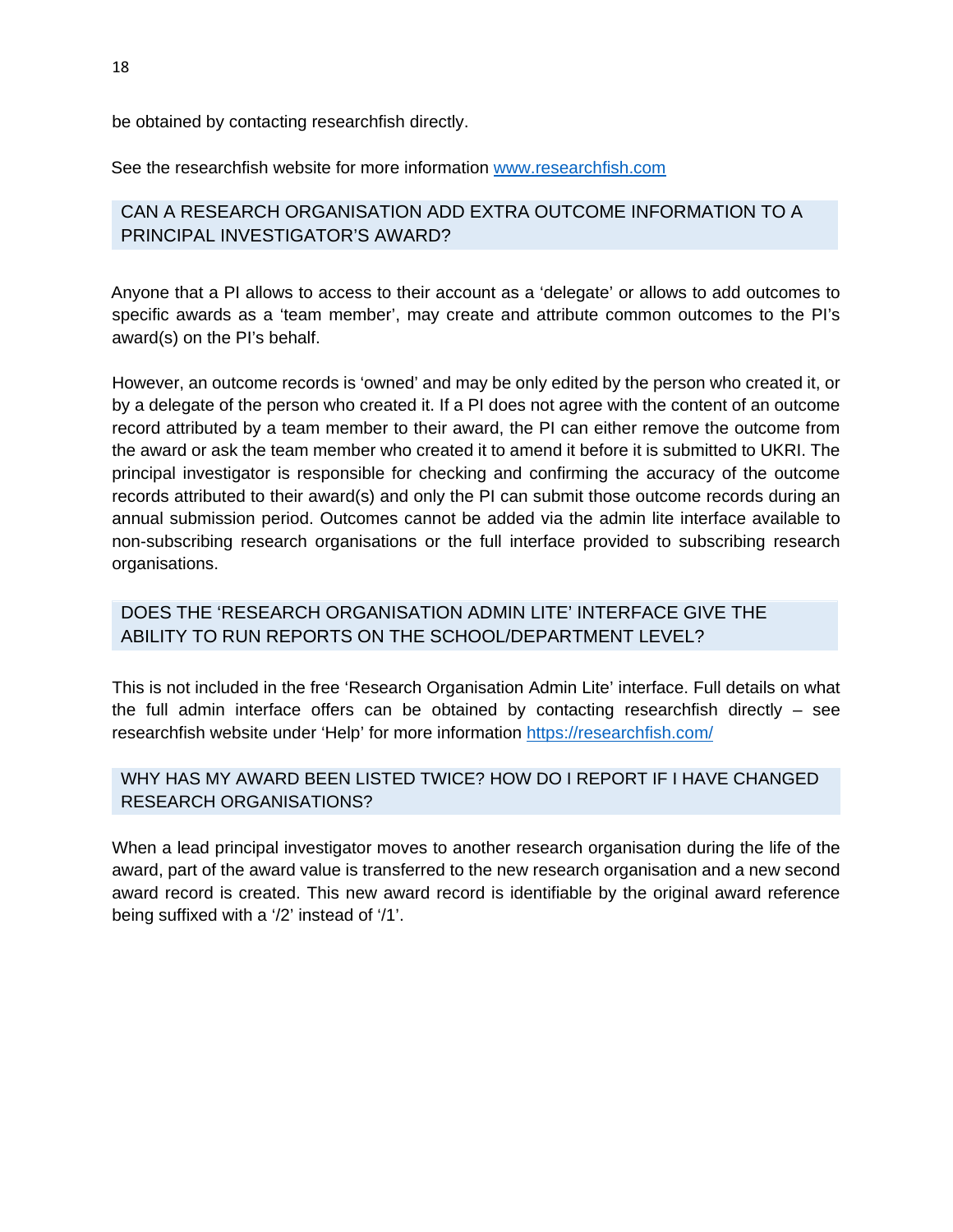be obtained by contacting researchfish directly.

See the researchfish website for more information [www.researchfish.com](www.researchfish.com)

## CAN A RESEARCH ORGANISATION ADD EXTRA OUTCOME INFORMATION TO A PRINCIPAL INVESTIGATOR'S AWARD?

Anyone that a PI allows to access to their account as a 'delegate' or allows to add outcomes to specific awards as a 'team member', may create and attribute common outcomes to the PI's award(s) on the PI's behalf.

However, an outcome records is 'owned' and may be only edited by the person who created it, or by a delegate of the person who created it. If a PI does not agree with the content of an outcome record attributed by a team member to their award, the PI can either remove the outcome from the award or ask the team member who created it to amend it before it is submitted to UKRI. The principal investigator is responsible for checking and confirming the accuracy of the outcome records attributed to their award(s) and only the PI can submit those outcome records during an annual submission period. Outcomes cannot be added via the admin lite interface available to non-subscribing research organisations or the full interface provided to subscribing research organisations.

## DOES THE 'RESEARCH ORGANISATION ADMIN LITE' INTERFACE GIVE THE ABILITY TO RUN REPORTS ON THE SCHOOL/DEPARTMENT LEVEL?

This is not included in the free 'Research Organisation Admin Lite' interface. Full details on what the full admin interface offers can be obtained by contacting researchfish directly – see researchfish website under 'Help' for more information [https://researchfish.com/](https://researchfish.com/)

## WHY HAS MY AWARD BEEN LISTED TWICE? HOW DO I REPORT IF I HAVE CHANGED RESEARCH ORGANISATIONS?

When a lead principal investigator moves to another research organisation during the life of the award, part of the award value is transferred to the new research organisation and a new second award record is created. This new award record is identifiable by the original award reference being suffixed with a '/2' instead of '/1'.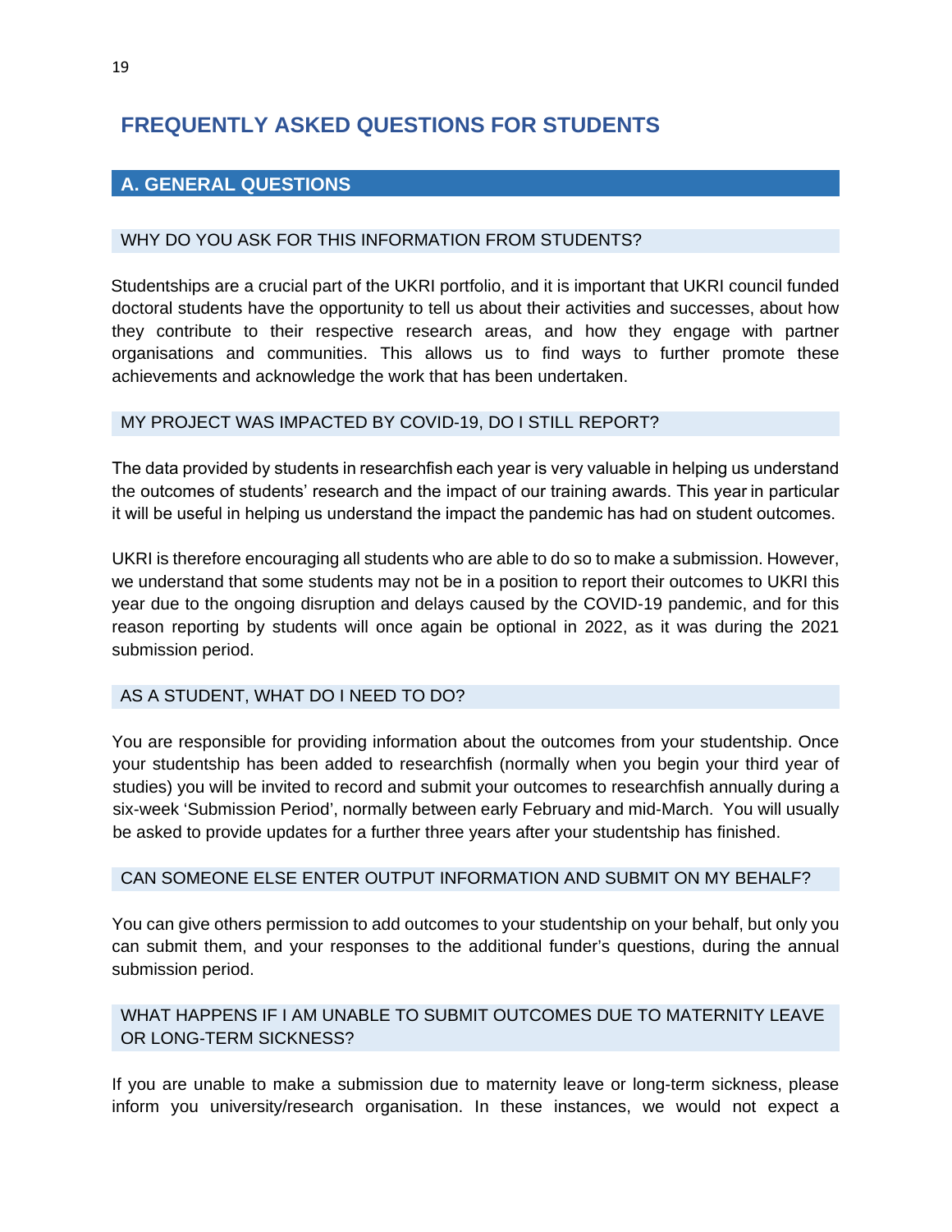# FREQUENTLY ASKED QUESTIONS FOR STUDENTS

## A. GENERAL QUESTIONS

### WHY DO YOU ASK FOR THIS INFORMATION FROM STUDENTS?

Studentships are a crucial part of the UKRI portfolio, and it is important that UKRI council funded doctoral students have the opportunity to tell us about their activities and successes, about how they contribute to their respective research areas, and how they engage with partner organisations and communities. This allows us to find ways to further promote these achievements and acknowledge the work that has been undertaken.

### MY PROJECT WAS IMPACTED BY COVID-19, DO I STILL REPORT?

The data provided by students in researchfish each year is very valuable in helping us understand the outcomes of students' research and the impact of our training awards. This year in particular it will be useful in helping us understand the impact the pandemic has had on student outcomes.

UKRI is therefore encouraging all students who are able to do so to make a submission. However, we understand that some students may not be in a position to report their outcomes to UKRI this year due to the ongoing disruption and delays caused by the COVID-19 pandemic, and for this reason reporting by students will once again be optional in 2022, as it was during the 2021 submission period.

### AS A STUDENT, WHAT DO I NEED TO DO?

You are responsible for providing information about the outcomes from your studentship. Once your studentship has been added to researchfish (normally when you begin your third year of studies) you will be invited to record and submit your outcomes to researchfish annually during a six-week 'Submission Period', normally between early February and mid-March. You will usually be asked to provide updates for a further three years after your studentship has finished.

### CAN SOMEONE ELSE ENTER OUTPUT INFORMATION AND SUBMIT ON MY BEHALF?

You can give others permission to add outcomes to your studentship on your behalf, but only you can submit them, and your responses to the additional funder's questions, during the annual submission period.

### WHAT HAPPENS IF I AM UNABLE TO SUBMIT OUTCOMES DUE TO MATERNITY LEAVE OR LONG-TERM SICKNESS?

If you are unable to make a submission due to maternity leave or long-term sickness, please inform you university/research organisation. In these instances, we would not expect a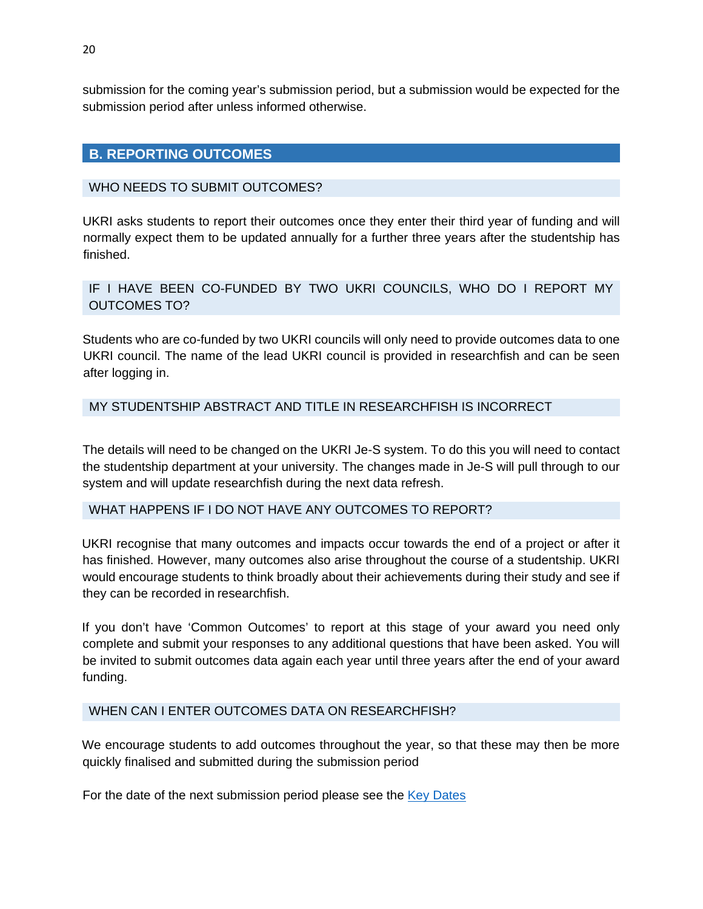submission for the coming year's submission period, but a submission would be expected for the submission period after unless informed otherwise.

## B. REPORTING OUTCOMES

### WHO NEEDS TO SUBMIT OUTCOMES?

UKRI asks students to report their outcomes once they enter their third year of funding and will normally expect them to be updated annually for a further three years after the studentship has finished.

### IF I HAVE BEEN CO-FUNDED BY TWO UKRI COUNCILS, WHO DO I REPORT MY OUTCOMES TO?

Students who are co-funded by two UKRI councils will only need to provide outcomes data to one UKRI council. The name of the lead UKRI council is provided in researchfish and can be seen after logging in.

### MY STUDENTSHIP ABSTRACT AND TITLE IN RESEARCHFISH IS INCORRECT

The details will need to be changed on the UKRI Je-S system. To do this you will need to contact the studentship department at your university. The changes made in Je-S will pull through to our system and will update researchfish during the next data refresh.

### WHAT HAPPENS IF I DO NOT HAVE ANY OUTCOMES TO REPORT?

UKRI recognise that many outcomes and impacts occur towards the end of a project or after it has finished. However, many outcomes also arise throughout the course of a studentship. UKRI would encourage students to think broadly about their achievements during their study and see if they can be recorded in researchfish.

If you don't have 'Common Outcomes' to report at this stage of your award you need only complete and submit your responses to any additional questions that have been asked. You will be invited to submit outcomes data again each year until three years after the end of your award funding.

### WHEN CAN I ENTER OUTCOMES DATA ON RESEARCHFISH?

We encourage students to add outcomes throughout the year, so that these may then be more quickly finalised and submitted during the submission period

For the date of the next submission period please see the Key Dates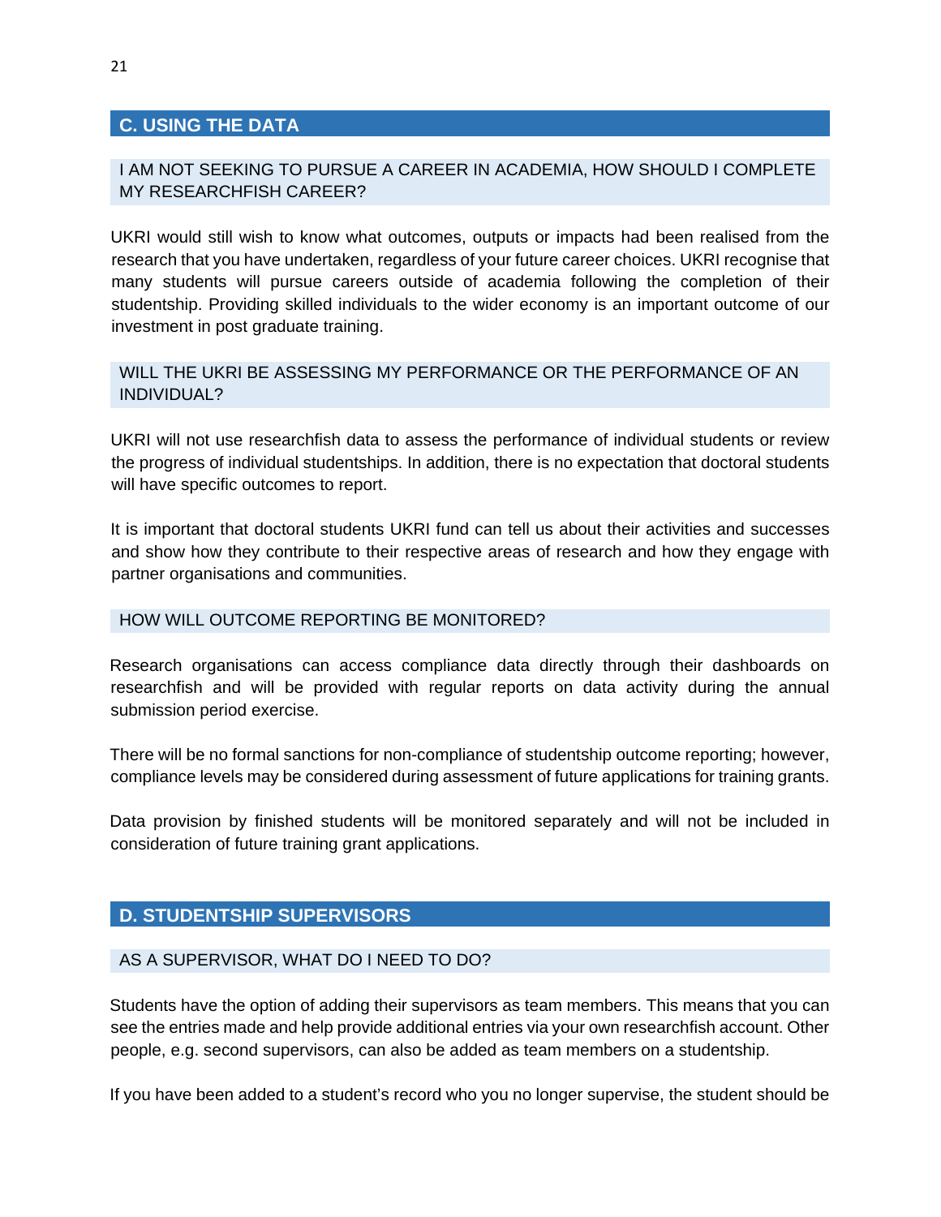## C. USING THE DATA

### I AM NOT SEEKING TO PURSUE A CAREER IN ACADEMIA, HOW SHOULD I COMPLETE MY RESEARCHFISH CAREER?

UKRI would still wish to know what outcomes, outputs or impacts had been realised from the research that you have undertaken, regardless of your future career choices. UKRI recognise that many students will pursue careers outside of academia following the completion of their studentship. Providing skilled individuals to the wider economy is an important outcome of our investment in post graduate training.

### WILL THE UKRI BE ASSESSING MY PERFORMANCE OR THE PERFORMANCE OF AN INDIVIDUAL?

UKRI will not use researchfish data to assess the performance of individual students or review the progress of individual studentships. In addition, there is no expectation that doctoral students will have specific outcomes to report.

It is important that doctoral students UKRI fund can tell us about their activities and successes and show how they contribute to their respective areas of research and how they engage with partner organisations and communities.

### HOW WILL OUTCOME REPORTING BE MONITORED?

Research organisations can access compliance data directly through their dashboards on researchfish and will be provided with regular reports on data activity during the annual submission period exercise.

There will be no formal sanctions for non-compliance of studentship outcome reporting; however, compliance levels may be considered during assessment of future applications for training grants.

Data provision by finished students will be monitored separately and will not be included in consideration of future training grant applications.

## D. STUDENTSHIP SUPERVISORS

### AS A SUPERVISOR, WHAT DO I NEED TO DO?

Students have the option of adding their supervisors as team members. This means that you can see the entries made and help provide additional entries via your own researchfish account. Other people, e.g. second supervisors, can also be added as team members on a studentship.

If you have been added to a student's record who you no longer supervise, the student should be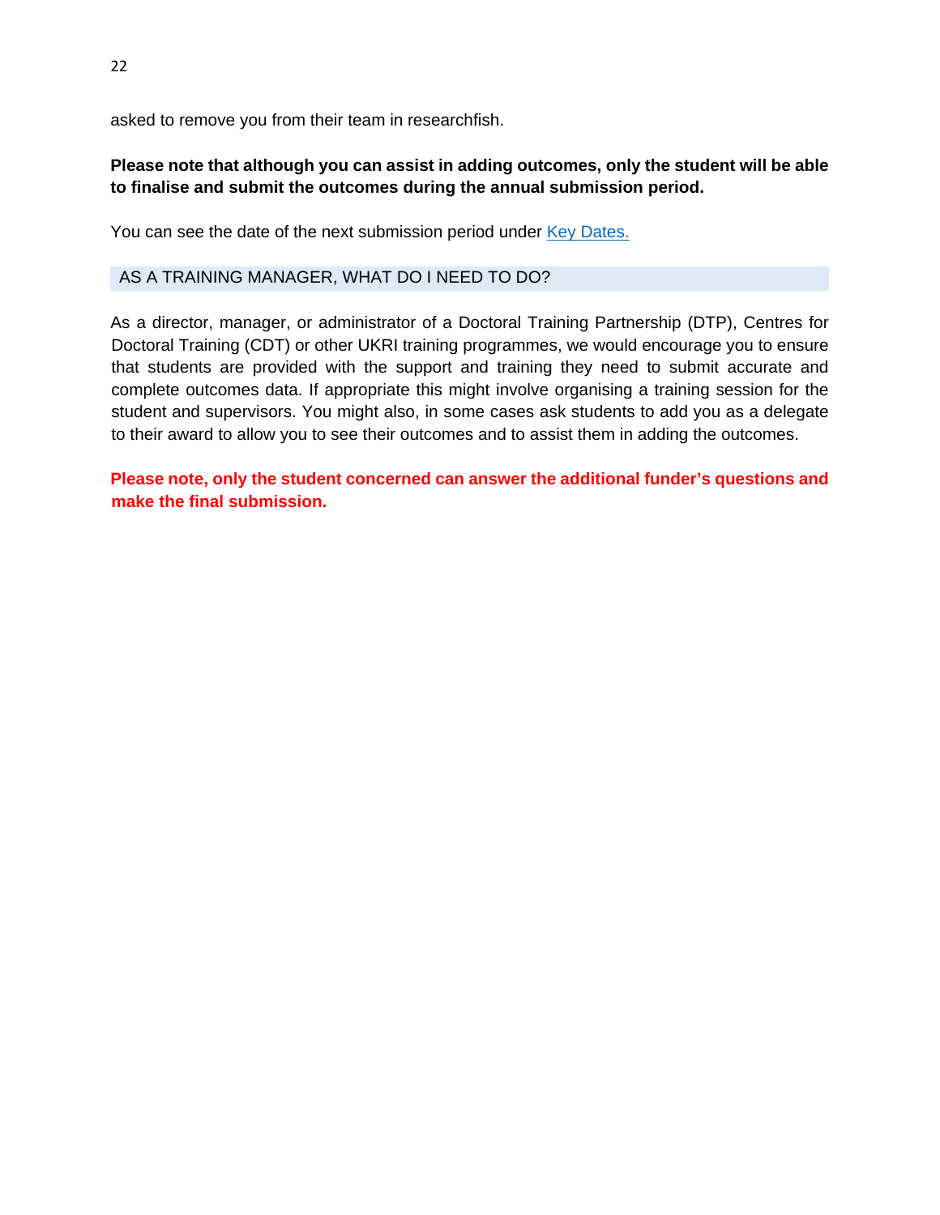asked to remove you from their team in researchfish.

**Please note that although you can assist in adding outcomes, only the student will be able to finalise and submit the outcomes during the annual submission period.**

You can see the date of the next submission period under [Key Dates.]()

## AS A TRAINING MANAGER, WHAT DO I NEED TO DO?

As a director, manager, or administrator of a Doctoral Training Partnership (DTP), Centres for Doctoral Training (CDT) or other UKRI training programmes, we would encourage you to ensure that students are provided with the support and training they need to submit accurate and complete outcomes data. If appropriate this might involve organising a training session for the student and supervisors. You might also, in some cases ask students to add you as a delegate to their award to allow you to see their outcomes and to assist them in adding the outcomes.

**Please note, only the student concerned can answer the additional funder's questions and make the final submission.**